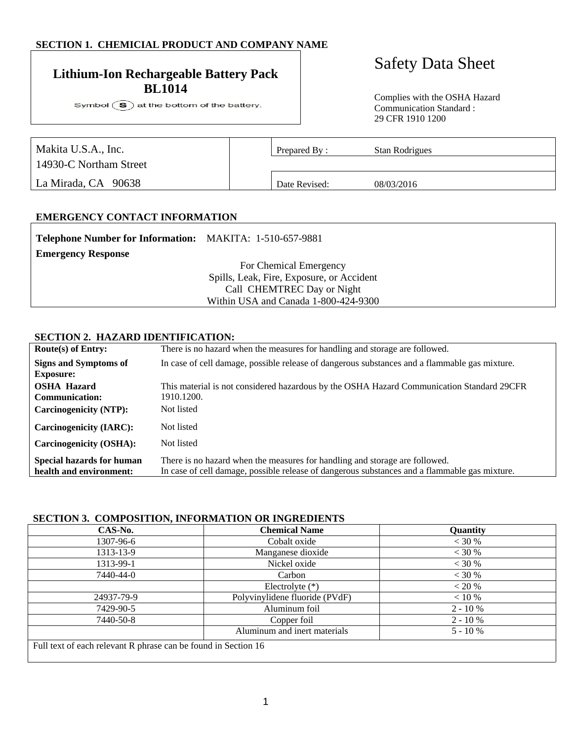## SECTION 1. CHEMICIAL PRODUCT AND COMPANY NAME

**Lithium-Ion Rechargeable Battery Pack BL1014**

Symbol (S) at the bottom of the battery.

# Safety Data Sheet

Complies with the OSHA Hazard Communication Standard : 29 CFR 1910 1200

| Makita U.S.A., Inc.<br>14930-C Northam Street<br>La Mirada, CA 90638 | Prepared By : | Stan Rodrigues |
|---|---|---|
| | Date Revised: | 08/03/2016 |

## EMERGENCY CONTACT INFORMATION

**Telephone Number for Information:** MAKITA: 1-510-657-9881

**Emergency Response**

For Chemical Emergency
Spills, Leak, Fire, Exposure, or Accident
Call CHEMTREC Day or Night
Within USA and Canada 1-800-424-9300

## SECTION 2. HAZARD IDENTIFICATION:

| | |
|---|---|
| **Route(s) of Entry:** | There is no hazard when the measures for handling and storage are followed. |
| **Signs and Symptoms of Exposure:** | In case of cell damage, possible release of dangerous substances and a flammable gas mixture. |
| **OSHA Hazard Communication:** | This material is not considered hazardous by the OSHA Hazard Communication Standard 29CFR 1910.1200. |
| **Carcinogenicity (NTP):** | Not listed |
| **Carcinogenicity (IARC):** | Not listed |
| **Carcinogenicity (OSHA):** | Not listed |
| **Special hazards for human health and environment:** | There is no hazard when the measures for handling and storage are followed.<br>In case of cell damage, possible release of dangerous substances and a flammable gas mixture. |

## SECTION 3. COMPOSITION, INFORMATION OR INGREDIENTS

| CAS-No. | Chemical Name | Quantity |
|---|---|---|
| 1307-96-6 | Cobalt oxide | < 30 % |
| 1313-13-9 | Manganese dioxide | < 30 % |
| 1313-99-1 | Nickel oxide | < 30 % |
| 7440-44-0 | Carbon | < 30 % |
| | Electrolyte (*) | < 20 % |
| 24937-79-9 | Polyvinylidene fluoride (PVdF) | < 10 % |
| 7429-90-5 | Aluminum foil | 2 - 10 % |
| 7440-50-8 | Copper foil | 2 - 10 % |
| | Aluminum and inert materials | 5 - 10 % |

Full text of each relevant R phrase can be found in Section 16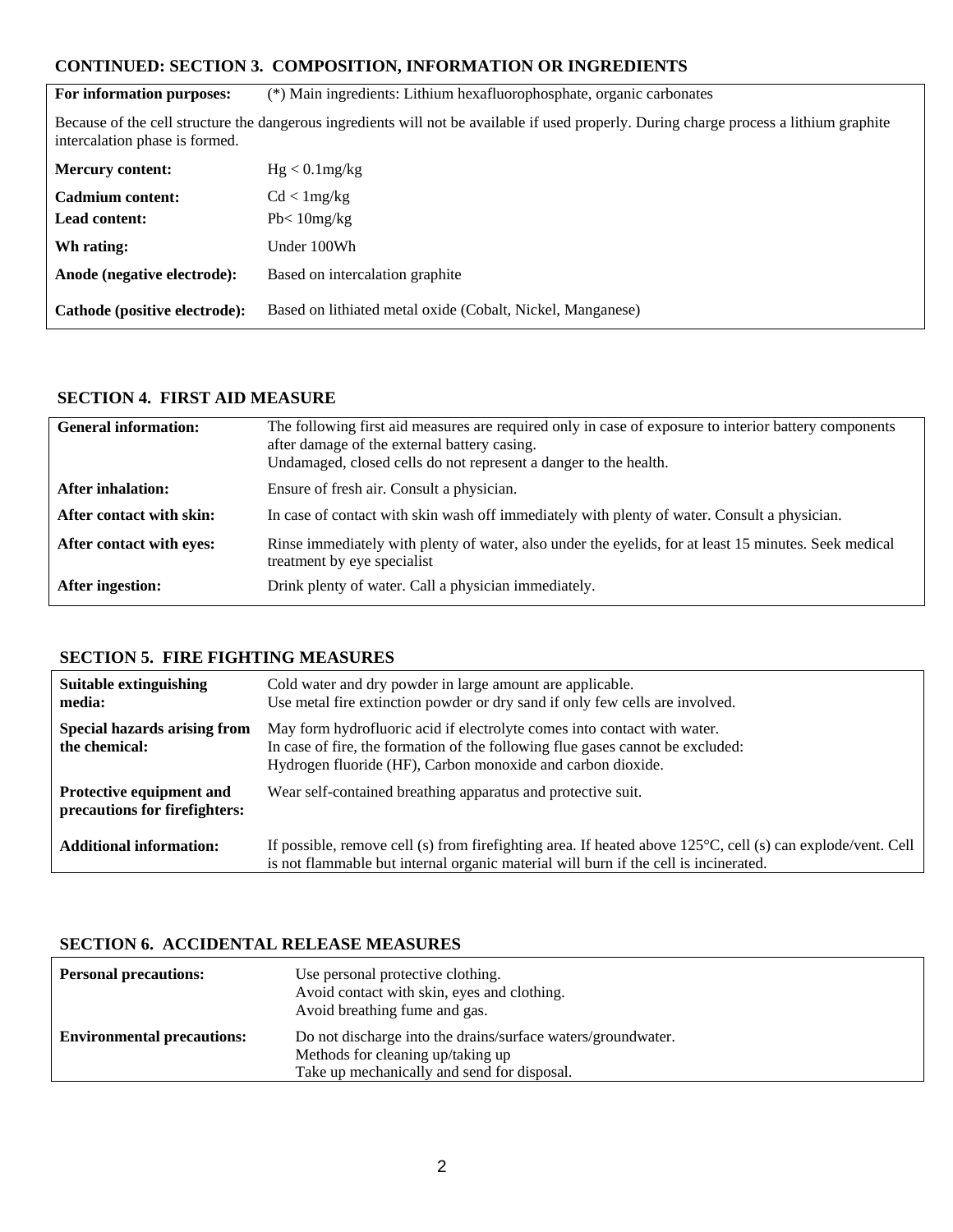## CONTINUED: SECTION 3. COMPOSITION, INFORMATION OR INGREDIENTS

| **For information purposes:** | (*) Main ingredients: Lithium hexafluorophosphate, organic carbonates |
|---|---|
| Because of the cell structure the dangerous ingredients will not be available if used properly. During charge process a lithium graphite intercalation phase is formed. | |
| **Mercury content:** | Hg < 0.1mg/kg |
| **Cadmium content:** | Cd < 1mg/kg |
| **Lead content:** | Pb< 10mg/kg |
| **Wh rating:** | Under 100Wh |
| **Anode (negative electrode):** | Based on intercalation graphite |
| **Cathode (positive electrode):** | Based on lithiated metal oxide (Cobalt, Nickel, Manganese) |

## SECTION 4. FIRST AID MEASURE

| **General information:** | The following first aid measures are required only in case of exposure to interior battery components after damage of the external battery casing. Undamaged, closed cells do not represent a danger to the health. |
|---|---|
| **After inhalation:** | Ensure of fresh air. Consult a physician. |
| **After contact with skin:** | In case of contact with skin wash off immediately with plenty of water. Consult a physician. |
| **After contact with eyes:** | Rinse immediately with plenty of water, also under the eyelids, for at least 15 minutes. Seek medical treatment by eye specialist |
| **After ingestion:** | Drink plenty of water. Call a physician immediately. |

## SECTION 5. FIRE FIGHTING MEASURES

| **Suitable extinguishing media:** | Cold water and dry powder in large amount are applicable. Use metal fire extinction powder or dry sand if only few cells are involved. |
|---|---|
| **Special hazards arising from the chemical:** | May form hydrofluoric acid if electrolyte comes into contact with water. In case of fire, the formation of the following flue gases cannot be excluded: Hydrogen fluoride (HF), Carbon monoxide and carbon dioxide. |
| **Protective equipment and precautions for firefighters:** | Wear self-contained breathing apparatus and protective suit. |
| **Additional information:** | If possible, remove cell (s) from firefighting area. If heated above 125°C, cell (s) can explode/vent. Cell is not flammable but internal organic material will burn if the cell is incinerated. |

## SECTION 6. ACCIDENTAL RELEASE MEASURES

| **Personal precautions:** | Use personal protective clothing. Avoid contact with skin, eyes and clothing. Avoid breathing fume and gas. |
|---|---|
| **Environmental precautions:** | Do not discharge into the drains/surface waters/groundwater. Methods for cleaning up/taking up Take up mechanically and send for disposal. |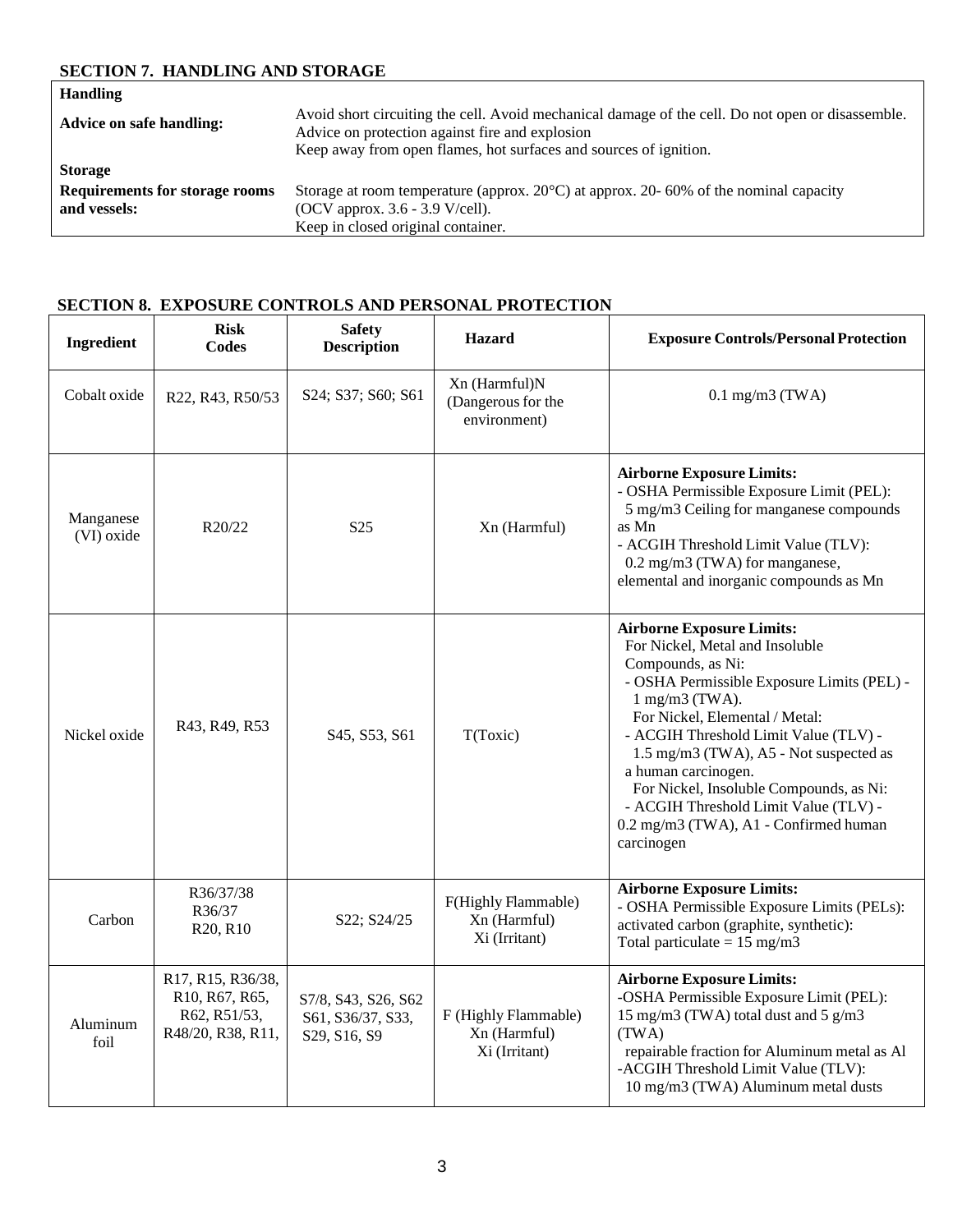## SECTION 7. HANDLING AND STORAGE

| | |
|---|---|
| **Handling** | |
| **Advice on safe handling:** | Avoid short circuiting the cell. Avoid mechanical damage of the cell. Do not open or disassemble. Advice on protection against fire and explosion<br>Keep away from open flames, hot surfaces and sources of ignition. |
| **Storage** | |
| **Requirements for storage rooms and vessels:** | Storage at room temperature (approx. 20°C) at approx. 20- 60% of the nominal capacity (OCV approx. 3.6 - 3.9 V/cell).<br>Keep in closed original container. |

## SECTION 8. EXPOSURE CONTROLS AND PERSONAL PROTECTION

| Ingredient | Risk Codes | Safety Description | Hazard | Exposure Controls/Personal Protection |
|---|---|---|---|---|
| Cobalt oxide | R22, R43, R50/53 | S24; S37; S60; S61 | Xn (Harmful)N (Dangerous for the environment) | 0.1 mg/m3 (TWA) |
| Manganese (VI) oxide | R20/22 | S25 | Xn (Harmful) | **Airborne Exposure Limits:**<br>- OSHA Permissible Exposure Limit (PEL): 5 mg/m3 Ceiling for manganese compounds as Mn<br>- ACGIH Threshold Limit Value (TLV): 0.2 mg/m3 (TWA) for manganese, elemental and inorganic compounds as Mn |
| Nickel oxide | R43, R49, R53 | S45, S53, S61 | T(Toxic) | **Airborne Exposure Limits:**<br>For Nickel, Metal and Insoluble Compounds, as Ni:<br>- OSHA Permissible Exposure Limits (PEL) - 1 mg/m3 (TWA).<br>For Nickel, Elemental / Metal:<br>- ACGIH Threshold Limit Value (TLV) - 1.5 mg/m3 (TWA), A5 - Not suspected as a human carcinogen.<br>For Nickel, Insoluble Compounds, as Ni:<br>- ACGIH Threshold Limit Value (TLV) - 0.2 mg/m3 (TWA), A1 - Confirmed human carcinogen |
| Carbon | R36/37/38<br>R36/37<br>R20, R10 | S22; S24/25 | F(Highly Flammable)<br>Xn (Harmful)<br>Xi (Irritant) | **Airborne Exposure Limits:**<br>- OSHA Permissible Exposure Limits (PELs): activated carbon (graphite, synthetic):<br>Total particulate = 15 mg/m3 |
| Aluminum foil | R17, R15, R36/38, R10, R67, R65, R62, R51/53, R48/20, R38, R11, | S7/8, S43, S26, S62 S61, S36/37, S33, S29, S16, S9 | F (Highly Flammable)<br>Xn (Harmful)<br>Xi (Irritant) | **Airborne Exposure Limits:**<br>-OSHA Permissible Exposure Limit (PEL): 15 mg/m3 (TWA) total dust and 5 g/m3 (TWA)<br>repairable fraction for Aluminum metal as Al<br>-ACGIH Threshold Limit Value (TLV): 10 mg/m3 (TWA) Aluminum metal dusts |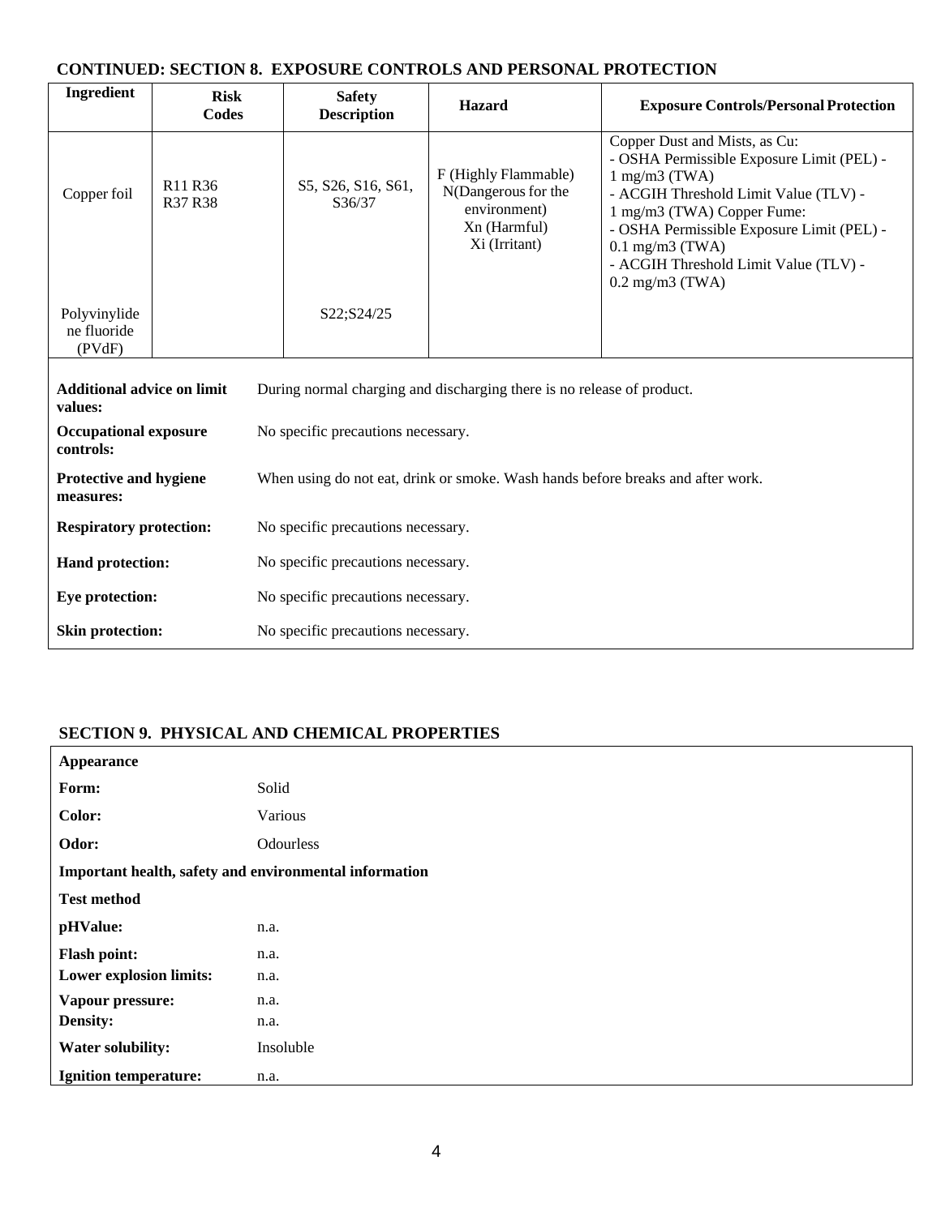## CONTINUED: SECTION 8. EXPOSURE CONTROLS AND PERSONAL PROTECTION

| Ingredient | Risk Codes | Safety Description | Hazard | Exposure Controls/Personal Protection |
|---|---|---|---|---|
| Copper foil | R11 R36 R37 R38 | S5, S26, S16, S61, S36/37 | F (Highly Flammable) N(Dangerous for the environment) Xn (Harmful) Xi (Irritant) | Copper Dust and Mists, as Cu: - OSHA Permissible Exposure Limit (PEL) - 1 mg/m3 (TWA) - ACGIH Threshold Limit Value (TLV) - 1 mg/m3 (TWA) Copper Fume: - OSHA Permissible Exposure Limit (PEL) - 0.1 mg/m3 (TWA) - ACGIH Threshold Limit Value (TLV) - 0.2 mg/m3 (TWA) |
| Polyvinylidene fluoride (PVdF) | | S22;S24/25 | | |

| | |
|---|---|
| **Additional advice on limit values:** | During normal charging and discharging there is no release of product. |
| **Occupational exposure controls:** | No specific precautions necessary. |
| **Protective and hygiene measures:** | When using do not eat, drink or smoke. Wash hands before breaks and after work. |
| **Respiratory protection:** | No specific precautions necessary. |
| **Hand protection:** | No specific precautions necessary. |
| **Eye protection:** | No specific precautions necessary. |
| **Skin protection:** | No specific precautions necessary. |

## SECTION 9. PHYSICAL AND CHEMICAL PROPERTIES

| **Appearance** | |
|---|---|
| **Form:** | Solid |
| **Color:** | Various |
| **Odor:** | Odourless |
| **Important health, safety and environmental information** | |
| **Test method** | |
| **pHValue:** | n.a. |
| **Flash point:** | n.a. |
| **Lower explosion limits:** | n.a. |
| **Vapour pressure:** | n.a. |
| **Density:** | n.a. |
| **Water solubility:** | Insoluble |
| **Ignition temperature:** | n.a. |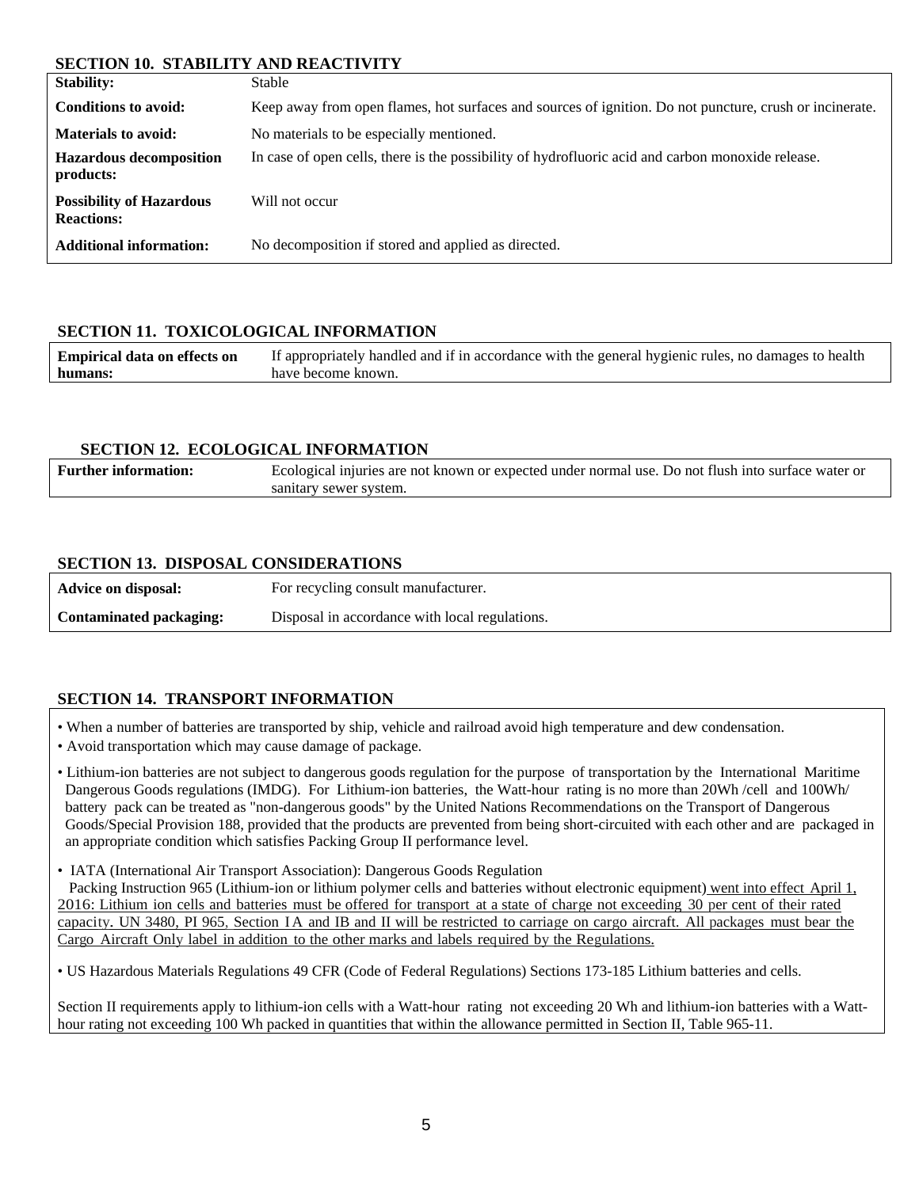## SECTION 10. STABILITY AND REACTIVITY

| | |
|---|---|
| **Stability:** | Stable |
| **Conditions to avoid:** | Keep away from open flames, hot surfaces and sources of ignition. Do not puncture, crush or incinerate. |
| **Materials to avoid:** | No materials to be especially mentioned. |
| **Hazardous decomposition products:** | In case of open cells, there is the possibility of hydrofluoric acid and carbon monoxide release. |
| **Possibility of Hazardous Reactions:** | Will not occur |
| **Additional information:** | No decomposition if stored and applied as directed. |

## SECTION 11. TOXICOLOGICAL INFORMATION

| | |
|---|---|
| **Empirical data on effects on humans:** | If appropriately handled and if in accordance with the general hygienic rules, no damages to health have become known. |

## SECTION 12. ECOLOGICAL INFORMATION

| | |
|---|---|
| **Further information:** | Ecological injuries are not known or expected under normal use. Do not flush into surface water or sanitary sewer system. |

## SECTION 13. DISPOSAL CONSIDERATIONS

| | |
|---|---|
| **Advice on disposal:** | For recycling consult manufacturer. |
| **Contaminated packaging:** | Disposal in accordance with local regulations. |

## SECTION 14. TRANSPORT INFORMATION

- When a number of batteries are transported by ship, vehicle and railroad avoid high temperature and dew condensation.
- Avoid transportation which may cause damage of package.
- Lithium-ion batteries are not subject to dangerous goods regulation for the purpose of transportation by the International Maritime Dangerous Goods regulations (IMDG). For Lithium-ion batteries, the Watt-hour rating is no more than 20Wh /cell and 100Wh/ battery pack can be treated as "non-dangerous goods" by the United Nations Recommendations on the Transport of Dangerous Goods/Special Provision 188, provided that the products are prevented from being short-circuited with each other and are packaged in an appropriate condition which satisfies Packing Group II performance level.
- IATA (International Air Transport Association): Dangerous Goods Regulation
  Packing Instruction 965 (Lithium-ion or lithium polymer cells and batteries without electronic equipment) went into effect April 1, 2016: Lithium ion cells and batteries must be offered for transport at a state of charge not exceeding 30 per cent of their rated capacity. UN 3480, PI 965, Section IA and IB and II will be restricted to carriage on cargo aircraft. All packages must bear the Cargo Aircraft Only label in addition to the other marks and labels required by the Regulations.
- US Hazardous Materials Regulations 49 CFR (Code of Federal Regulations) Sections 173-185 Lithium batteries and cells.

Section II requirements apply to lithium-ion cells with a Watt-hour rating not exceeding 20 Wh and lithium-ion batteries with a Watt-hour rating not exceeding 100 Wh packed in quantities that within the allowance permitted in Section II, Table 965-11.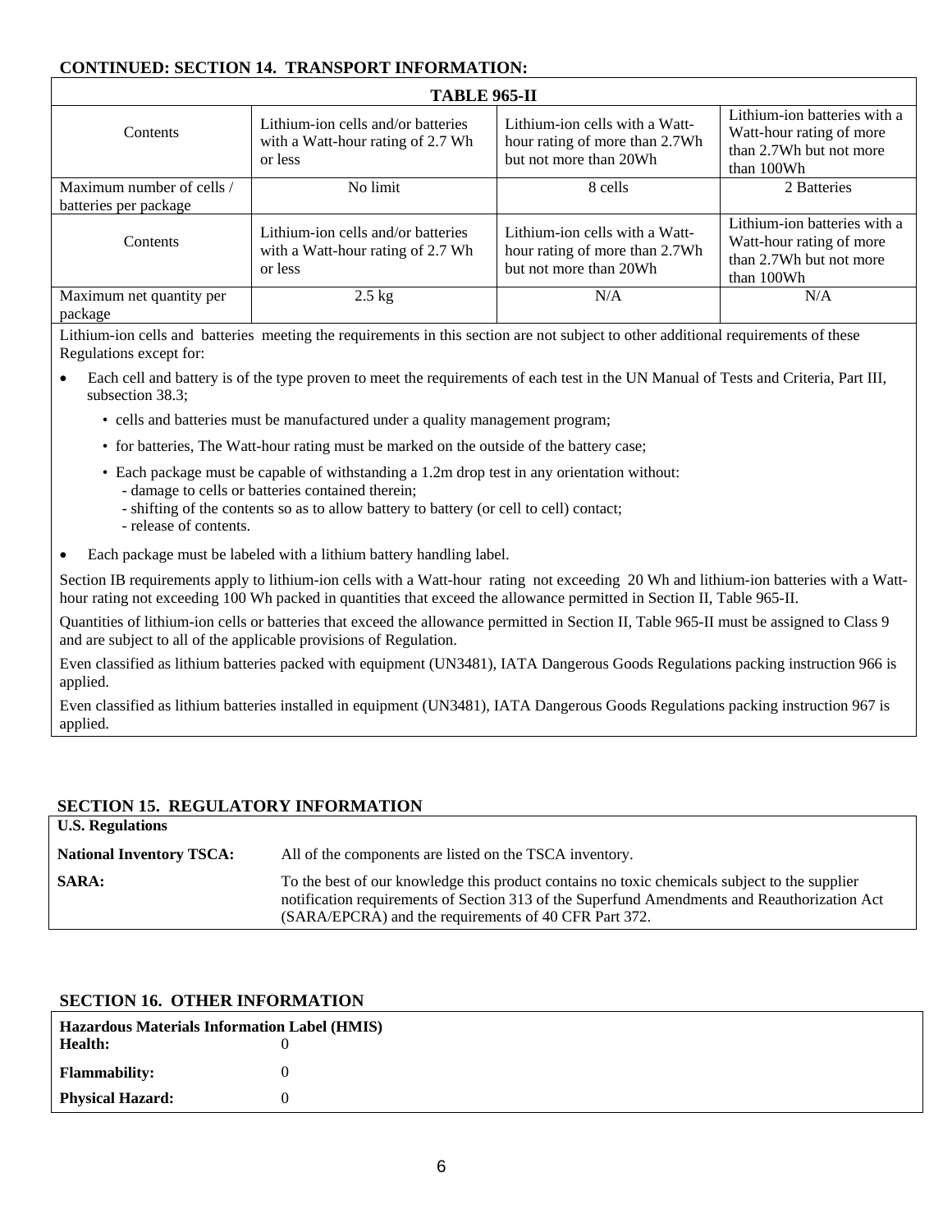## CONTINUED: SECTION 14. TRANSPORT INFORMATION:

| TABLE 965-II | | | |
|---|---|---|---|
| Contents | Lithium-ion cells and/or batteries with a Watt-hour rating of 2.7 Wh or less | Lithium-ion cells with a Watt-hour rating of more than 2.7Wh but not more than 20Wh | Lithium-ion batteries with a Watt-hour rating of more than 2.7Wh but not more than 100Wh |
| Maximum number of cells / batteries per package | No limit | 8 cells | 2 Batteries |
| Contents | Lithium-ion cells and/or batteries with a Watt-hour rating of 2.7 Wh or less | Lithium-ion cells with a Watt-hour rating of more than 2.7Wh but not more than 20Wh | Lithium-ion batteries with a Watt-hour rating of more than 2.7Wh but not more than 100Wh |
| Maximum net quantity per package | 2.5 kg | N/A | N/A |

Lithium-ion cells and batteries meeting the requirements in this section are not subject to other additional requirements of these Regulations except for:

- Each cell and battery is of the type proven to meet the requirements of each test in the UN Manual of Tests and Criteria, Part III, subsection 38.3;
  - cells and batteries must be manufactured under a quality management program;
  - for batteries, The Watt-hour rating must be marked on the outside of the battery case;
  - Each package must be capable of withstanding a 1.2m drop test in any orientation without:
    - damage to cells or batteries contained therein;
    - shifting of the contents so as to allow battery to battery (or cell to cell) contact;
    - release of contents.
- Each package must be labeled with a lithium battery handling label.

Section IB requirements apply to lithium-ion cells with a Watt-hour rating not exceeding 20 Wh and lithium-ion batteries with a Watt-hour rating not exceeding 100 Wh packed in quantities that exceed the allowance permitted in Section II, Table 965-II.

Quantities of lithium-ion cells or batteries that exceed the allowance permitted in Section II, Table 965-II must be assigned to Class 9 and are subject to all of the applicable provisions of Regulation.

Even classified as lithium batteries packed with equipment (UN3481), IATA Dangerous Goods Regulations packing instruction 966 is applied.

Even classified as lithium batteries installed in equipment (UN3481), IATA Dangerous Goods Regulations packing instruction 967 is applied.

## SECTION 15. REGULATORY INFORMATION

**U.S. Regulations**

**National Inventory TSCA:** All of the components are listed on the TSCA inventory.

**SARA:** To the best of our knowledge this product contains no toxic chemicals subject to the supplier notification requirements of Section 313 of the Superfund Amendments and Reauthorization Act (SARA/EPCRA) and the requirements of 40 CFR Part 372.

## SECTION 16. OTHER INFORMATION

**Hazardous Materials Information Label (HMIS)**

| | |
|---|---|
| **Health:** | 0 |
| **Flammability:** | 0 |
| **Physical Hazard:** | 0 |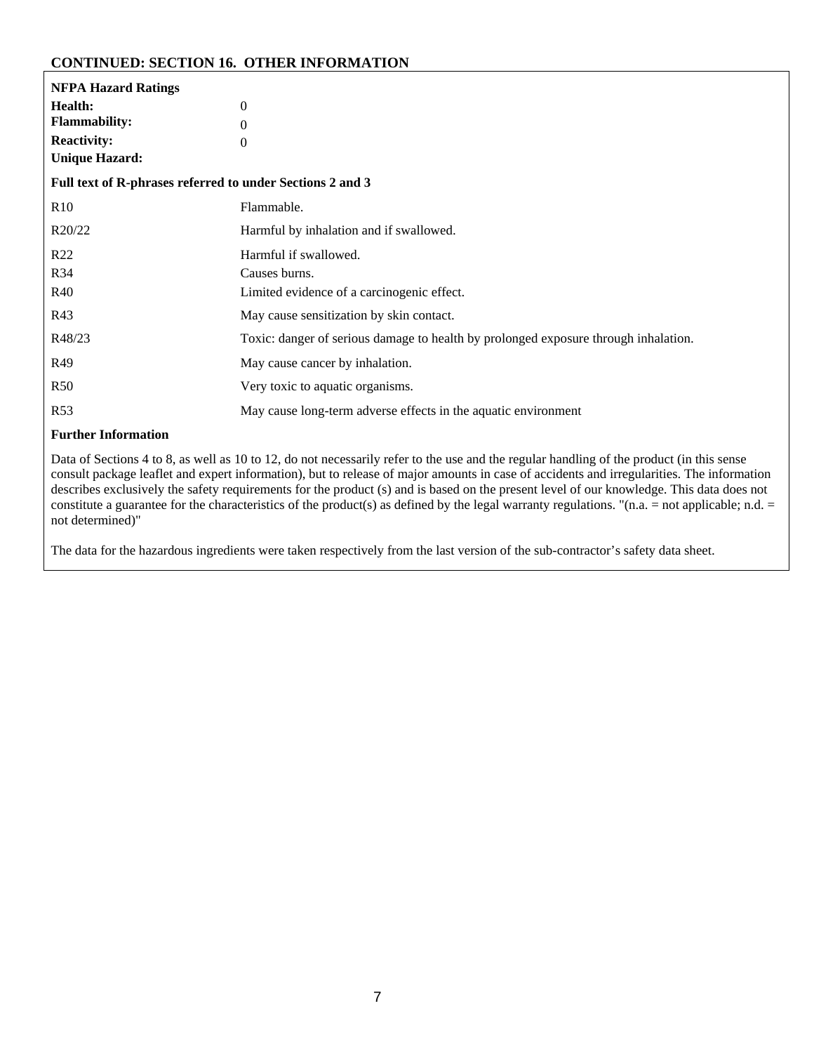## CONTINUED: SECTION 16. OTHER INFORMATION

**NFPA Hazard Ratings**

| | |
|---|---|
| **Health:** | 0 |
| **Flammability:** | 0 |
| **Reactivity:** | 0 |
| **Unique Hazard:** | |

**Full text of R-phrases referred to under Sections 2 and 3**

| | |
|---|---|
| R10 | Flammable. |
| R20/22 | Harmful by inhalation and if swallowed. |
| R22 | Harmful if swallowed. |
| R34 | Causes burns. |
| R40 | Limited evidence of a carcinogenic effect. |
| R43 | May cause sensitization by skin contact. |
| R48/23 | Toxic: danger of serious damage to health by prolonged exposure through inhalation. |
| R49 | May cause cancer by inhalation. |
| R50 | Very toxic to aquatic organisms. |
| R53 | May cause long-term adverse effects in the aquatic environment |

**Further Information**

Data of Sections 4 to 8, as well as 10 to 12, do not necessarily refer to the use and the regular handling of the product (in this sense consult package leaflet and expert information), but to release of major amounts in case of accidents and irregularities. The information describes exclusively the safety requirements for the product (s) and is based on the present level of our knowledge. This data does not constitute a guarantee for the characteristics of the product(s) as defined by the legal warranty regulations. "(n.a. = not applicable; n.d. = not determined)"

The data for the hazardous ingredients were taken respectively from the last version of the sub-contractor's safety data sheet.